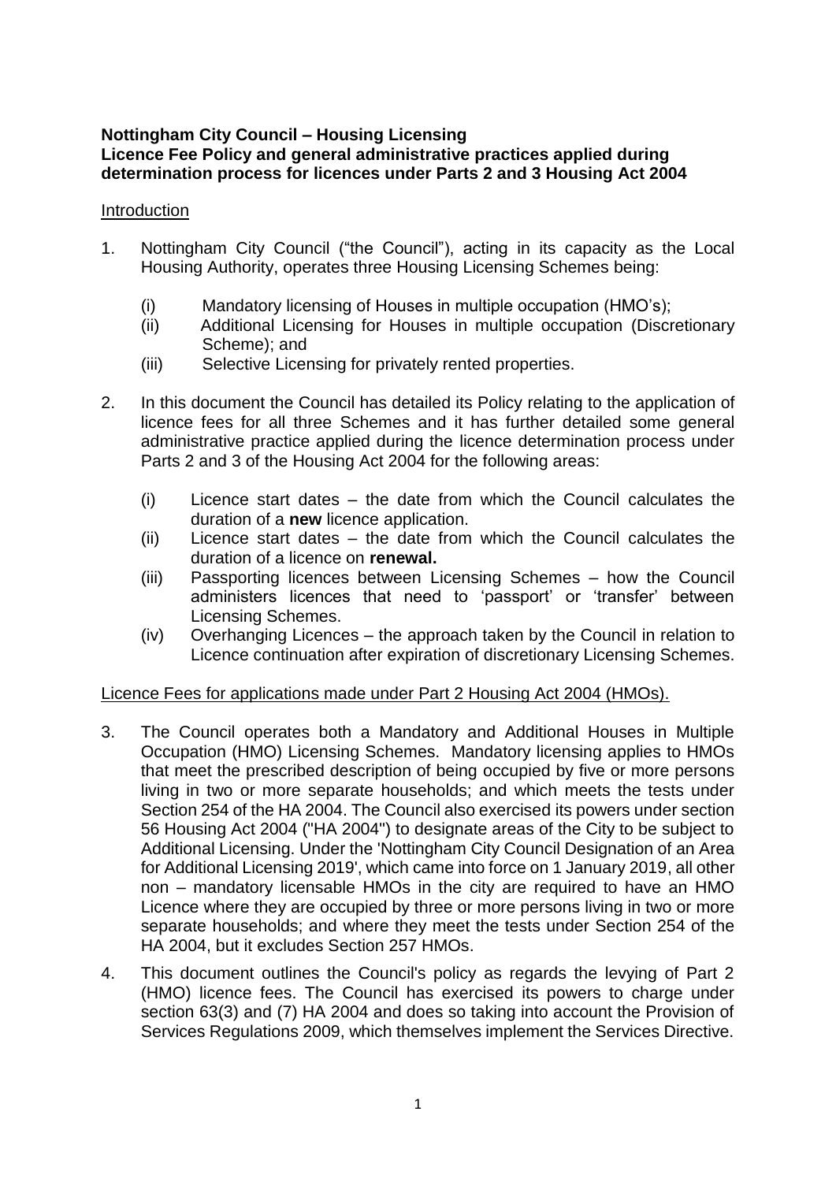**Nottingham City Council – Housing Licensing**
**Licence Fee Policy and general administrative practices applied during determination process for licences under Parts 2 and 3 Housing Act 2004**

Introduction

1. Nottingham City Council ("the Council"), acting in its capacity as the Local Housing Authority, operates three Housing Licensing Schemes being:

   (i) Mandatory licensing of Houses in multiple occupation (HMO's);
   (ii) Additional Licensing for Houses in multiple occupation (Discretionary Scheme); and
   (iii) Selective Licensing for privately rented properties.

2. In this document the Council has detailed its Policy relating to the application of licence fees for all three Schemes and it has further detailed some general administrative practice applied during the licence determination process under Parts 2 and 3 of the Housing Act 2004 for the following areas:

   (i) Licence start dates – the date from which the Council calculates the duration of a **new** licence application.
   (ii) Licence start dates – the date from which the Council calculates the duration of a licence on **renewal.**
   (iii) Passporting licences between Licensing Schemes – how the Council administers licences that need to 'passport' or 'transfer' between Licensing Schemes.
   (iv) Overhanging Licences – the approach taken by the Council in relation to Licence continuation after expiration of discretionary Licensing Schemes.

Licence Fees for applications made under Part 2 Housing Act 2004 (HMOs).

3. The Council operates both a Mandatory and Additional Houses in Multiple Occupation (HMO) Licensing Schemes. Mandatory licensing applies to HMOs that meet the prescribed description of being occupied by five or more persons living in two or more separate households; and which meets the tests under Section 254 of the HA 2004. The Council also exercised its powers under section 56 Housing Act 2004 ("HA 2004") to designate areas of the City to be subject to Additional Licensing. Under the 'Nottingham City Council Designation of an Area for Additional Licensing 2019', which came into force on 1 January 2019, all other non – mandatory licensable HMOs in the city are required to have an HMO Licence where they are occupied by three or more persons living in two or more separate households; and where they meet the tests under Section 254 of the HA 2004, but it excludes Section 257 HMOs.

4. This document outlines the Council's policy as regards the levying of Part 2 (HMO) licence fees. The Council has exercised its powers to charge under section 63(3) and (7) HA 2004 and does so taking into account the Provision of Services Regulations 2009, which themselves implement the Services Directive.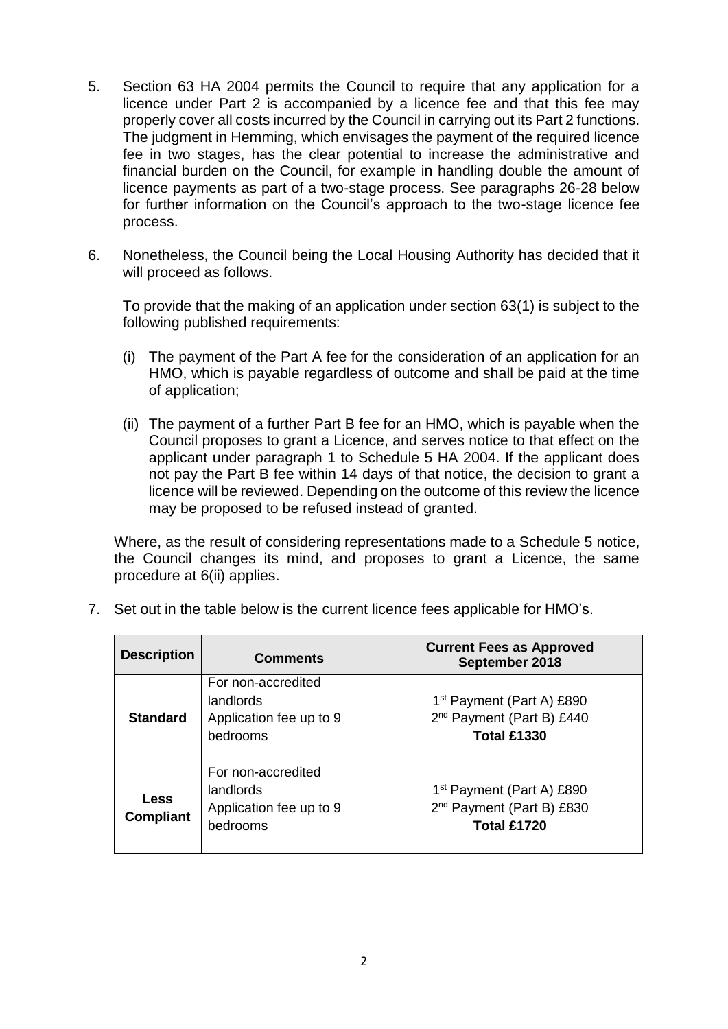5. Section 63 HA 2004 permits the Council to require that any application for a licence under Part 2 is accompanied by a licence fee and that this fee may properly cover all costs incurred by the Council in carrying out its Part 2 functions. The judgment in Hemming, which envisages the payment of the required licence fee in two stages, has the clear potential to increase the administrative and financial burden on the Council, for example in handling double the amount of licence payments as part of a two-stage process. See paragraphs 26-28 below for further information on the Council's approach to the two-stage licence fee process.

6. Nonetheless, the Council being the Local Housing Authority has decided that it will proceed as follows.

   To provide that the making of an application under section 63(1) is subject to the following published requirements:

   (i) The payment of the Part A fee for the consideration of an application for an HMO, which is payable regardless of outcome and shall be paid at the time of application;

   (ii) The payment of a further Part B fee for an HMO, which is payable when the Council proposes to grant a Licence, and serves notice to that effect on the applicant under paragraph 1 to Schedule 5 HA 2004. If the applicant does not pay the Part B fee within 14 days of that notice, the decision to grant a licence will be reviewed. Depending on the outcome of this review the licence may be proposed to be refused instead of granted.

   Where, as the result of considering representations made to a Schedule 5 notice, the Council changes its mind, and proposes to grant a Licence, the same procedure at 6(ii) applies.

7. Set out in the table below is the current licence fees applicable for HMO's.

| Description | Comments | Current Fees as Approved September 2018 |
|---|---|---|
| **Standard** | For non-accredited landlords<br>Application fee up to 9 bedrooms | 1st Payment (Part A) £890<br>2nd Payment (Part B) £440<br>**Total £1330** |
| **Less Compliant** | For non-accredited landlords<br>Application fee up to 9 bedrooms | 1st Payment (Part A) £890<br>2nd Payment (Part B) £830<br>**Total £1720** |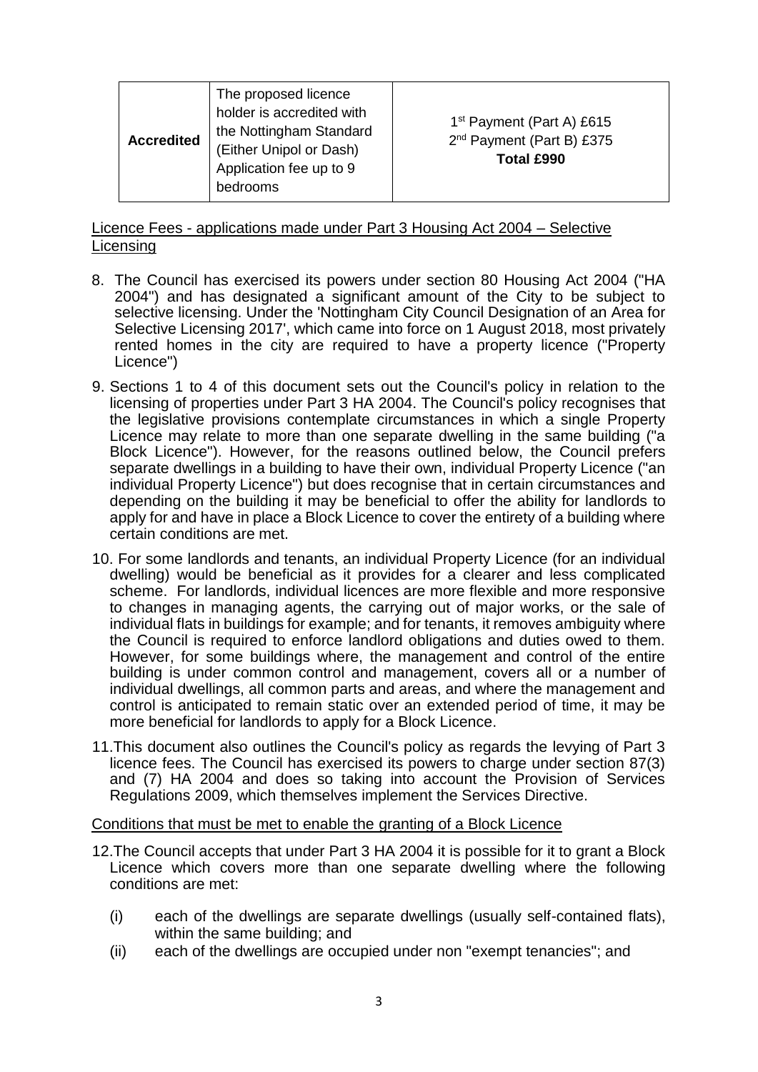| Accredited | The proposed licence holder is accredited with the Nottingham Standard (Either Unipol or Dash) Application fee up to 9 bedrooms | 1st Payment (Part A) £615<br>2nd Payment (Part B) £375<br>**Total £990** |
|---|---|---|

Licence Fees - applications made under Part 3 Housing Act 2004 – Selective Licensing

8. The Council has exercised its powers under section 80 Housing Act 2004 ("HA 2004") and has designated a significant amount of the City to be subject to selective licensing. Under the 'Nottingham City Council Designation of an Area for Selective Licensing 2017', which came into force on 1 August 2018, most privately rented homes in the city are required to have a property licence ("Property Licence")

9. Sections 1 to 4 of this document sets out the Council's policy in relation to the licensing of properties under Part 3 HA 2004. The Council's policy recognises that the legislative provisions contemplate circumstances in which a single Property Licence may relate to more than one separate dwelling in the same building ("a Block Licence"). However, for the reasons outlined below, the Council prefers separate dwellings in a building to have their own, individual Property Licence ("an individual Property Licence") but does recognise that in certain circumstances and depending on the building it may be beneficial to offer the ability for landlords to apply for and have in place a Block Licence to cover the entirety of a building where certain conditions are met.

10. For some landlords and tenants, an individual Property Licence (for an individual dwelling) would be beneficial as it provides for a clearer and less complicated scheme. For landlords, individual licences are more flexible and more responsive to changes in managing agents, the carrying out of major works, or the sale of individual flats in buildings for example; and for tenants, it removes ambiguity where the Council is required to enforce landlord obligations and duties owed to them. However, for some buildings where, the management and control of the entire building is under common control and management, covers all or a number of individual dwellings, all common parts and areas, and where the management and control is anticipated to remain static over an extended period of time, it may be more beneficial for landlords to apply for a Block Licence.

11. This document also outlines the Council's policy as regards the levying of Part 3 licence fees. The Council has exercised its powers to charge under section 87(3) and (7) HA 2004 and does so taking into account the Provision of Services Regulations 2009, which themselves implement the Services Directive.

Conditions that must be met to enable the granting of a Block Licence

12. The Council accepts that under Part 3 HA 2004 it is possible for it to grant a Block Licence which covers more than one separate dwelling where the following conditions are met:

    (i) each of the dwellings are separate dwellings (usually self-contained flats), within the same building; and

    (ii) each of the dwellings are occupied under non "exempt tenancies"; and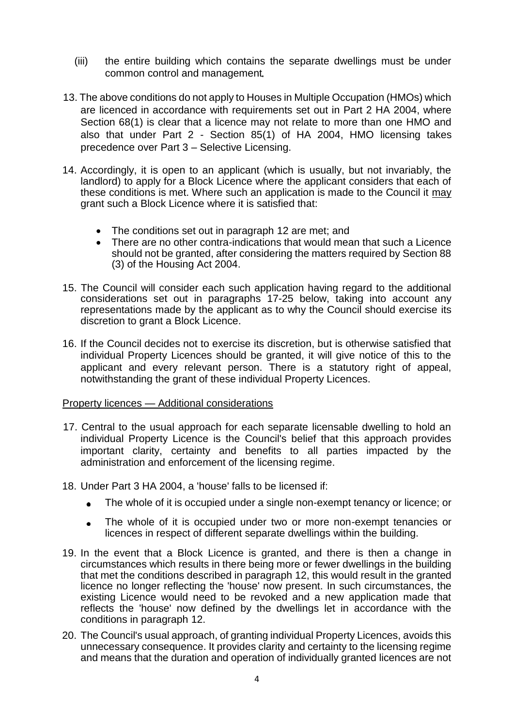(iii) the entire building which contains the separate dwellings must be under common control and management.

13. The above conditions do not apply to Houses in Multiple Occupation (HMOs) which are licenced in accordance with requirements set out in Part 2 HA 2004, where Section 68(1) is clear that a licence may not relate to more than one HMO and also that under Part 2 - Section 85(1) of HA 2004, HMO licensing takes precedence over Part 3 – Selective Licensing.

14. Accordingly, it is open to an applicant (which is usually, but not invariably, the landlord) to apply for a Block Licence where the applicant considers that each of these conditions is met. Where such an application is made to the Council it may grant such a Block Licence where it is satisfied that:

    - The conditions set out in paragraph 12 are met; and
    - There are no other contra-indications that would mean that such a Licence should not be granted, after considering the matters required by Section 88 (3) of the Housing Act 2004.

15. The Council will consider each such application having regard to the additional considerations set out in paragraphs 17-25 below, taking into account any representations made by the applicant as to why the Council should exercise its discretion to grant a Block Licence.

16. If the Council decides not to exercise its discretion, but is otherwise satisfied that individual Property Licences should be granted, it will give notice of this to the applicant and every relevant person. There is a statutory right of appeal, notwithstanding the grant of these individual Property Licences.

Property licences — Additional considerations

17. Central to the usual approach for each separate licensable dwelling to hold an individual Property Licence is the Council's belief that this approach provides important clarity, certainty and benefits to all parties impacted by the administration and enforcement of the licensing regime.

18. Under Part 3 HA 2004, a 'house' falls to be licensed if:

    - The whole of it is occupied under a single non-exempt tenancy or licence; or
    - The whole of it is occupied under two or more non-exempt tenancies or licences in respect of different separate dwellings within the building.

19. In the event that a Block Licence is granted, and there is then a change in circumstances which results in there being more or fewer dwellings in the building that met the conditions described in paragraph 12, this would result in the granted licence no longer reflecting the 'house' now present. In such circumstances, the existing Licence would need to be revoked and a new application made that reflects the 'house' now defined by the dwellings let in accordance with the conditions in paragraph 12.

20. The Council's usual approach, of granting individual Property Licences, avoids this unnecessary consequence. It provides clarity and certainty to the licensing regime and means that the duration and operation of individually granted licences are not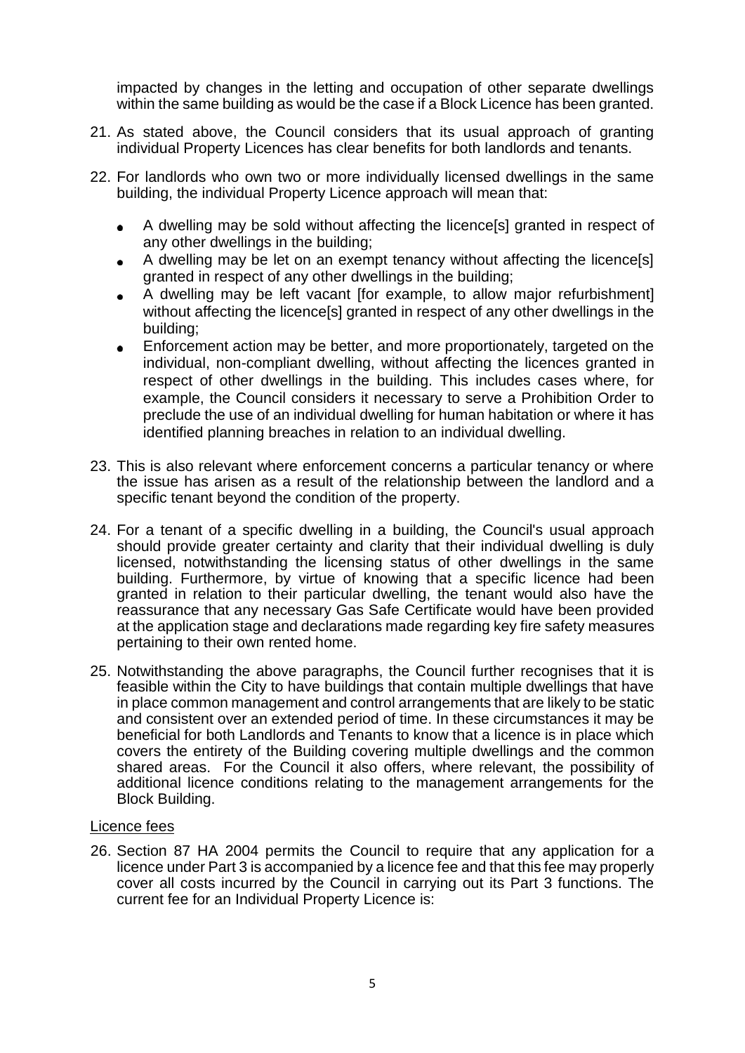impacted by changes in the letting and occupation of other separate dwellings within the same building as would be the case if a Block Licence has been granted.

21. As stated above, the Council considers that its usual approach of granting individual Property Licences has clear benefits for both landlords and tenants.

22. For landlords who own two or more individually licensed dwellings in the same building, the individual Property Licence approach will mean that:

    - A dwelling may be sold without affecting the licence[s] granted in respect of any other dwellings in the building;
    - A dwelling may be let on an exempt tenancy without affecting the licence[s] granted in respect of any other dwellings in the building;
    - A dwelling may be left vacant [for example, to allow major refurbishment] without affecting the licence[s] granted in respect of any other dwellings in the building;
    - Enforcement action may be better, and more proportionately, targeted on the individual, non-compliant dwelling, without affecting the licences granted in respect of other dwellings in the building. This includes cases where, for example, the Council considers it necessary to serve a Prohibition Order to preclude the use of an individual dwelling for human habitation or where it has identified planning breaches in relation to an individual dwelling.

23. This is also relevant where enforcement concerns a particular tenancy or where the issue has arisen as a result of the relationship between the landlord and a specific tenant beyond the condition of the property.

24. For a tenant of a specific dwelling in a building, the Council's usual approach should provide greater certainty and clarity that their individual dwelling is duly licensed, notwithstanding the licensing status of other dwellings in the same building. Furthermore, by virtue of knowing that a specific licence had been granted in relation to their particular dwelling, the tenant would also have the reassurance that any necessary Gas Safe Certificate would have been provided at the application stage and declarations made regarding key fire safety measures pertaining to their own rented home.

25. Notwithstanding the above paragraphs, the Council further recognises that it is feasible within the City to have buildings that contain multiple dwellings that have in place common management and control arrangements that are likely to be static and consistent over an extended period of time. In these circumstances it may be beneficial for both Landlords and Tenants to know that a licence is in place which covers the entirety of the Building covering multiple dwellings and the common shared areas. For the Council it also offers, where relevant, the possibility of additional licence conditions relating to the management arrangements for the Block Building.

Licence fees

26. Section 87 HA 2004 permits the Council to require that any application for a licence under Part 3 is accompanied by a licence fee and that this fee may properly cover all costs incurred by the Council in carrying out its Part 3 functions. The current fee for an Individual Property Licence is: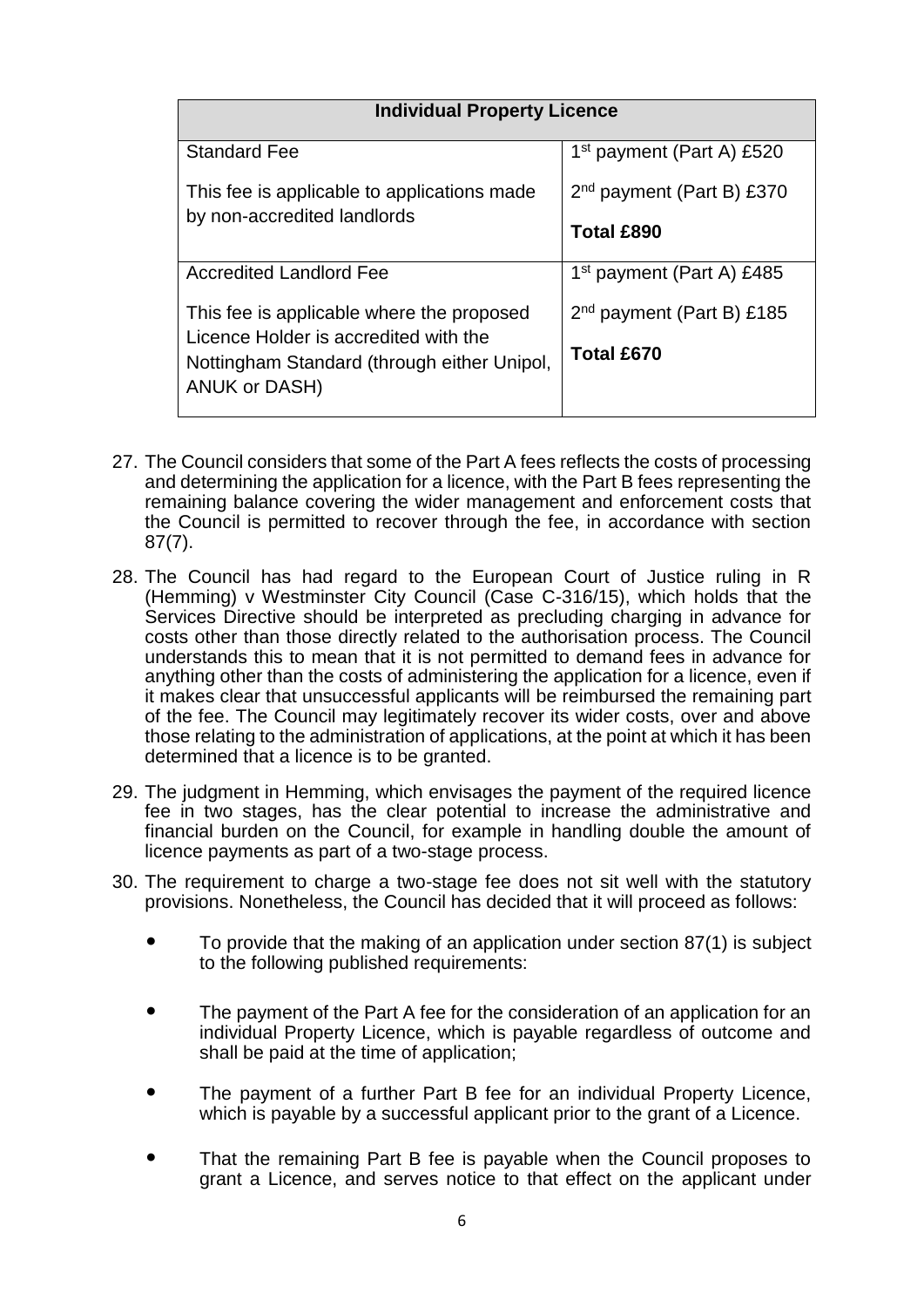| Individual Property Licence | |
|---|---|
| Standard Fee<br><br>This fee is applicable to applications made by non-accredited landlords | 1st payment (Part A) £520<br><br>2nd payment (Part B) £370<br><br>**Total £890** |
| Accredited Landlord Fee<br><br>This fee is applicable where the proposed Licence Holder is accredited with the Nottingham Standard (through either Unipol, ANUK or DASH) | 1st payment (Part A) £485<br><br>2nd payment (Part B) £185<br><br>**Total £670** |

27. The Council considers that some of the Part A fees reflects the costs of processing and determining the application for a licence, with the Part B fees representing the remaining balance covering the wider management and enforcement costs that the Council is permitted to recover through the fee, in accordance with section 87(7).

28. The Council has had regard to the European Court of Justice ruling in R (Hemming) v Westminster City Council (Case C-316/15), which holds that the Services Directive should be interpreted as precluding charging in advance for costs other than those directly related to the authorisation process. The Council understands this to mean that it is not permitted to demand fees in advance for anything other than the costs of administering the application for a licence, even if it makes clear that unsuccessful applicants will be reimbursed the remaining part of the fee. The Council may legitimately recover its wider costs, over and above those relating to the administration of applications, at the point at which it has been determined that a licence is to be granted.

29. The judgment in Hemming, which envisages the payment of the required licence fee in two stages, has the clear potential to increase the administrative and financial burden on the Council, for example in handling double the amount of licence payments as part of a two-stage process.

30. The requirement to charge a two-stage fee does not sit well with the statutory provisions. Nonetheless, the Council has decided that it will proceed as follows:

    - To provide that the making of an application under section 87(1) is subject to the following published requirements:

    - The payment of the Part A fee for the consideration of an application for an individual Property Licence, which is payable regardless of outcome and shall be paid at the time of application;

    - The payment of a further Part B fee for an individual Property Licence, which is payable by a successful applicant prior to the grant of a Licence.

    - That the remaining Part B fee is payable when the Council proposes to grant a Licence, and serves notice to that effect on the applicant under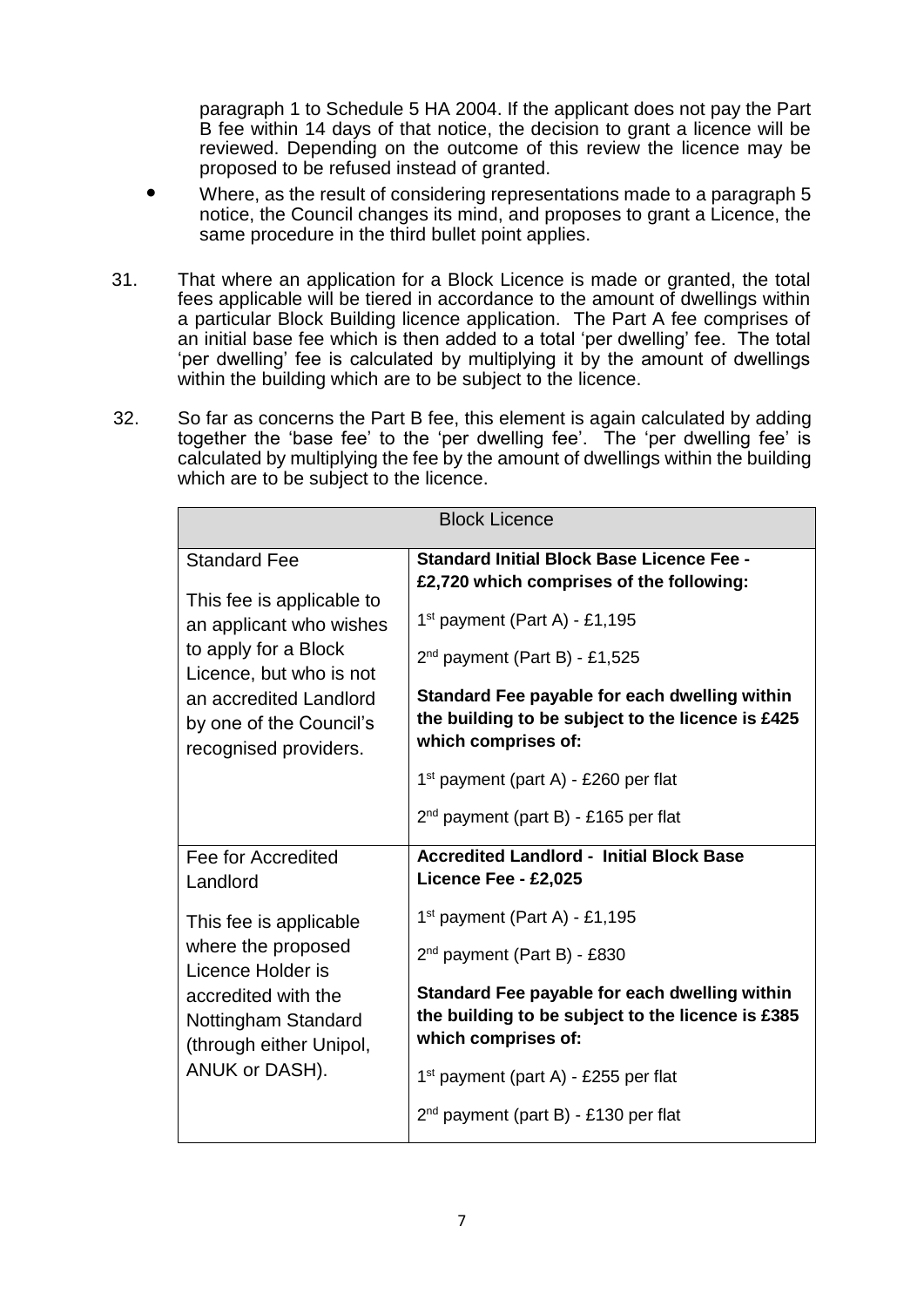paragraph 1 to Schedule 5 HA 2004. If the applicant does not pay the Part B fee within 14 days of that notice, the decision to grant a licence will be reviewed. Depending on the outcome of this review the licence may be proposed to be refused instead of granted.

- Where, as the result of considering representations made to a paragraph 5 notice, the Council changes its mind, and proposes to grant a Licence, the same procedure in the third bullet point applies.

31. That where an application for a Block Licence is made or granted, the total fees applicable will be tiered in accordance to the amount of dwellings within a particular Block Building licence application. The Part A fee comprises of an initial base fee which is then added to a total 'per dwelling' fee. The total 'per dwelling' fee is calculated by multiplying it by the amount of dwellings within the building which are to be subject to the licence.

32. So far as concerns the Part B fee, this element is again calculated by adding together the 'base fee' to the 'per dwelling fee'. The 'per dwelling fee' is calculated by multiplying the fee by the amount of dwellings within the building which are to be subject to the licence.

| Block Licence | |
|---|---|
| Standard Fee<br><br>This fee is applicable to an applicant who wishes to apply for a Block Licence, but who is not an accredited Landlord by one of the Council's recognised providers. | **Standard Initial Block Base Licence Fee - £2,720 which comprises of the following:**<br><br>1st payment (Part A) - £1,195<br><br>2nd payment (Part B) - £1,525<br><br>**Standard Fee payable for each dwelling within the building to be subject to the licence is £425 which comprises of:**<br><br>1st payment (part A) - £260 per flat<br><br>2nd payment (part B) - £165 per flat |
| Fee for Accredited Landlord<br><br>This fee is applicable where the proposed Licence Holder is accredited with the Nottingham Standard (through either Unipol, ANUK or DASH). | **Accredited Landlord - Initial Block Base Licence Fee - £2,025**<br><br>1st payment (Part A) - £1,195<br><br>2nd payment (Part B) - £830<br><br>**Standard Fee payable for each dwelling within the building to be subject to the licence is £385 which comprises of:**<br><br>1st payment (part A) - £255 per flat<br><br>2nd payment (part B) - £130 per flat |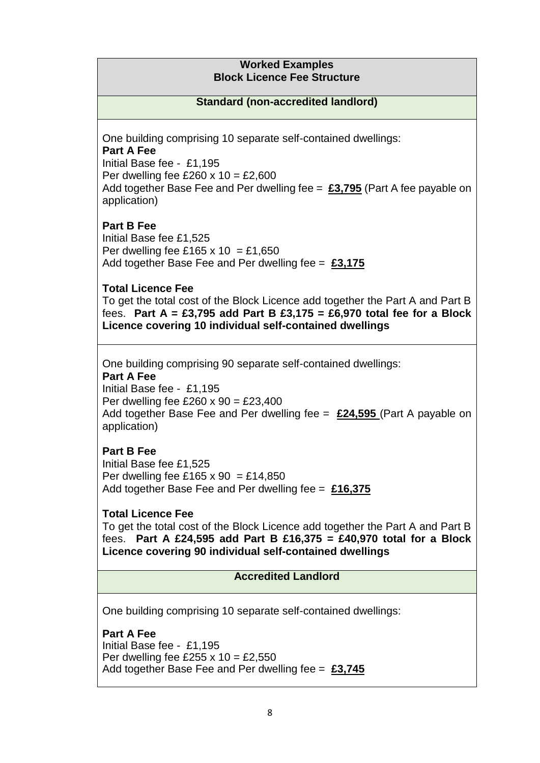**Worked Examples**
**Block Licence Fee Structure**

**Standard (non-accredited landlord)**

One building comprising 10 separate self-contained dwellings:

**Part A Fee**
Initial Base fee - £1,195
Per dwelling fee £260 x 10 = £2,600
Add together Base Fee and Per dwelling fee = **£3,795** (Part A fee payable on application)

**Part B Fee**
Initial Base fee £1,525
Per dwelling fee £165 x 10 = £1,650
Add together Base Fee and Per dwelling fee = **£3,175**

**Total Licence Fee**
To get the total cost of the Block Licence add together the Part A and Part B fees. **Part A = £3,795 add Part B £3,175 = £6,970 total fee for a Block Licence covering 10 individual self-contained dwellings**

One building comprising 90 separate self-contained dwellings:

**Part A Fee**
Initial Base fee - £1,195
Per dwelling fee £260 x 90 = £23,400
Add together Base Fee and Per dwelling fee = **£24,595** (Part A payable on application)

**Part B Fee**
Initial Base fee £1,525
Per dwelling fee £165 x 90 = £14,850
Add together Base Fee and Per dwelling fee = **£16,375**

**Total Licence Fee**
To get the total cost of the Block Licence add together the Part A and Part B fees. **Part A £24,595 add Part B £16,375 = £40,970 total for a Block Licence covering 90 individual self-contained dwellings**

**Accredited Landlord**

One building comprising 10 separate self-contained dwellings:

**Part A Fee**
Initial Base fee - £1,195
Per dwelling fee £255 x 10 = £2,550
Add together Base Fee and Per dwelling fee = **£3,745**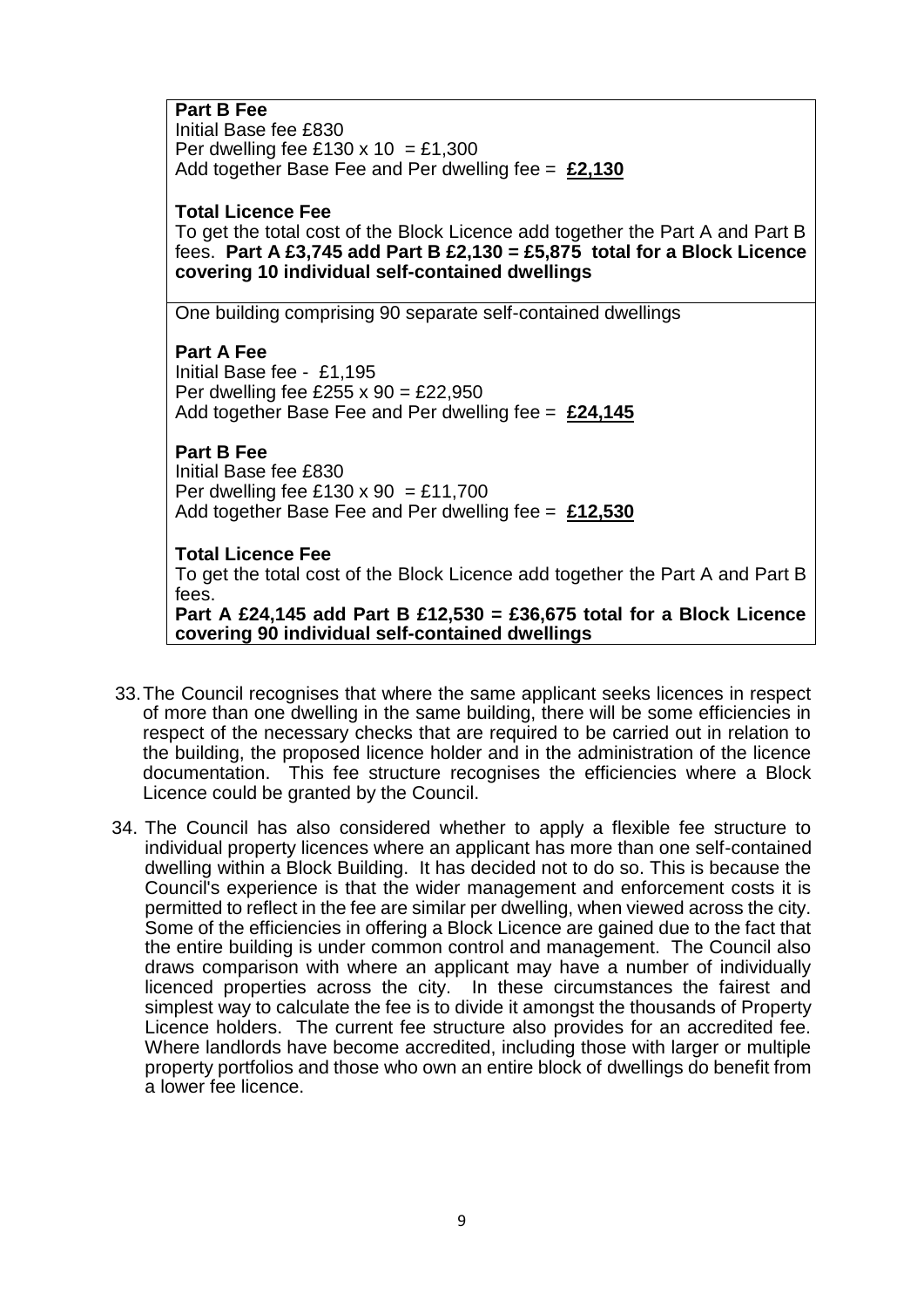**Part B Fee**
Initial Base fee £830
Per dwelling fee £130 x 10 = £1,300
Add together Base Fee and Per dwelling fee = **£2,130**

**Total Licence Fee**
To get the total cost of the Block Licence add together the Part A and Part B fees. **Part A £3,745 add Part B £2,130 = £5,875 total for a Block Licence covering 10 individual self-contained dwellings**

One building comprising 90 separate self-contained dwellings

**Part A Fee**
Initial Base fee - £1,195
Per dwelling fee £255 x 90 = £22,950
Add together Base Fee and Per dwelling fee = **£24,145**

**Part B Fee**
Initial Base fee £830
Per dwelling fee £130 x 90 = £11,700
Add together Base Fee and Per dwelling fee = **£12,530**

**Total Licence Fee**
To get the total cost of the Block Licence add together the Part A and Part B fees.
**Part A £24,145 add Part B £12,530 = £36,675 total for a Block Licence covering 90 individual self-contained dwellings**

33. The Council recognises that where the same applicant seeks licences in respect of more than one dwelling in the same building, there will be some efficiencies in respect of the necessary checks that are required to be carried out in relation to the building, the proposed licence holder and in the administration of the licence documentation. This fee structure recognises the efficiencies where a Block Licence could be granted by the Council.

34. The Council has also considered whether to apply a flexible fee structure to individual property licences where an applicant has more than one self-contained dwelling within a Block Building. It has decided not to do so. This is because the Council's experience is that the wider management and enforcement costs it is permitted to reflect in the fee are similar per dwelling, when viewed across the city. Some of the efficiencies in offering a Block Licence are gained due to the fact that the entire building is under common control and management. The Council also draws comparison with where an applicant may have a number of individually licenced properties across the city. In these circumstances the fairest and simplest way to calculate the fee is to divide it amongst the thousands of Property Licence holders. The current fee structure also provides for an accredited fee. Where landlords have become accredited, including those with larger or multiple property portfolios and those who own an entire block of dwellings do benefit from a lower fee licence.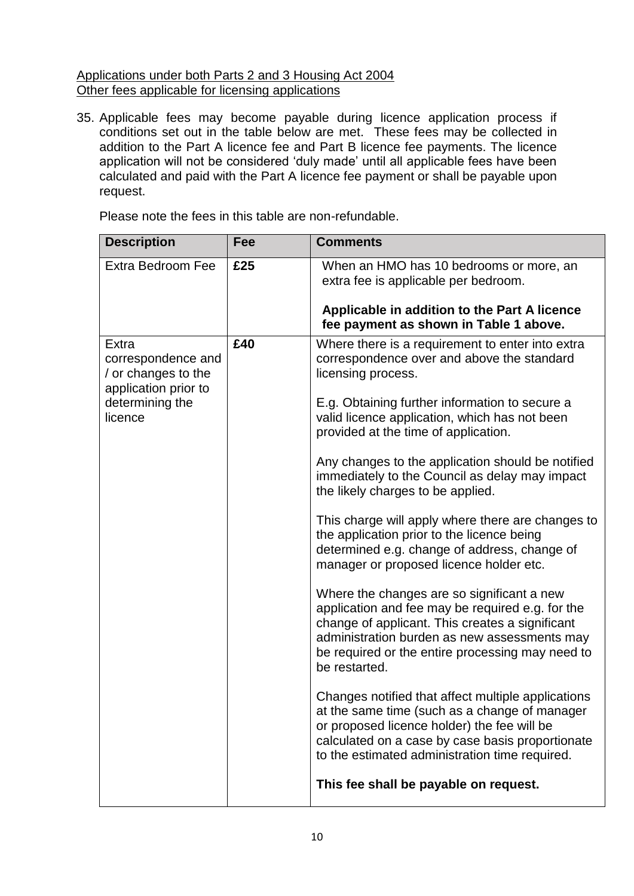Applications under both Parts 2 and 3 Housing Act 2004

Other fees applicable for licensing applications

35. Applicable fees may become payable during licence application process if conditions set out in the table below are met. These fees may be collected in addition to the Part A licence fee and Part B licence fee payments. The licence application will not be considered 'duly made' until all applicable fees have been calculated and paid with the Part A licence fee payment or shall be payable upon request.

Please note the fees in this table are non-refundable.

| Description | Fee | Comments |
|---|---|---|
| Extra Bedroom Fee | **£25** | When an HMO has 10 bedrooms or more, an extra fee is applicable per bedroom.<br><br>**Applicable in addition to the Part A licence fee payment as shown in Table 1 above.** |
| Extra correspondence and / or changes to the application prior to determining the licence | **£40** | Where there is a requirement to enter into extra correspondence over and above the standard licensing process.<br><br>E.g. Obtaining further information to secure a valid licence application, which has not been provided at the time of application.<br><br>Any changes to the application should be notified immediately to the Council as delay may impact the likely charges to be applied.<br><br>This charge will apply where there are changes to the application prior to the licence being determined e.g. change of address, change of manager or proposed licence holder etc.<br><br>Where the changes are so significant a new application and fee may be required e.g. for the change of applicant. This creates a significant administration burden as new assessments may be required or the entire processing may need to be restarted.<br><br>Changes notified that affect multiple applications at the same time (such as a change of manager or proposed licence holder) the fee will be calculated on a case by case basis proportionate to the estimated administration time required.<br><br>**This fee shall be payable on request.** |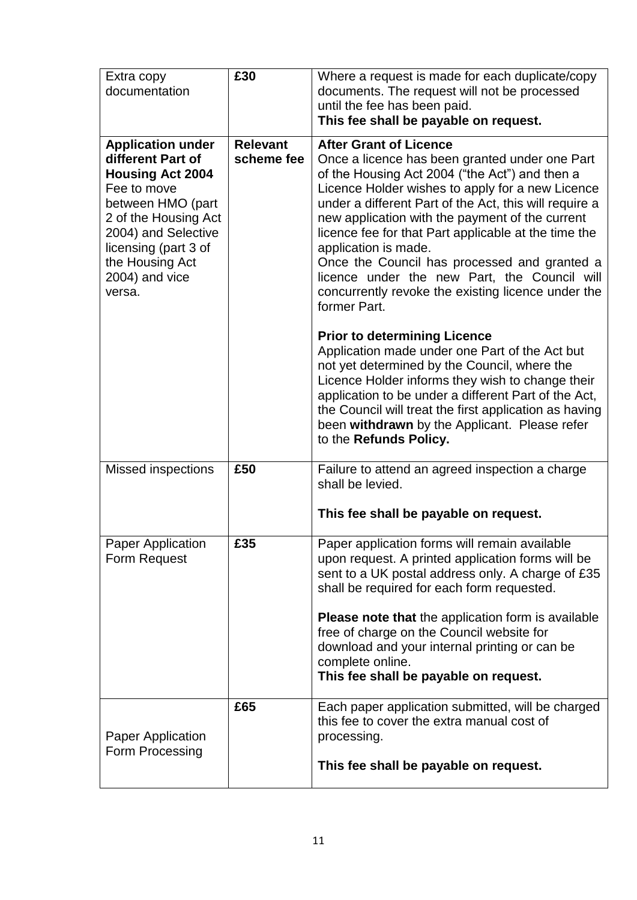| Extra copy documentation | **£30** | Where a request is made for each duplicate/copy documents. The request will not be processed until the fee has been paid.<br>**This fee shall be payable on request.** |
|---|---|---|
| **Application under different Part of Housing Act 2004**<br>Fee to move between HMO (part 2 of the Housing Act 2004) and Selective licensing (part 3 of the Housing Act 2004) and vice versa. | **Relevant scheme fee** | **After Grant of Licence**<br>Once a licence has been granted under one Part of the Housing Act 2004 ("the Act") and then a Licence Holder wishes to apply for a new Licence under a different Part of the Act, this will require a new application with the payment of the current licence fee for that Part applicable at the time the application is made.<br>Once the Council has processed and granted a licence under the new Part, the Council will concurrently revoke the existing licence under the former Part.<br><br>**Prior to determining Licence**<br>Application made under one Part of the Act but not yet determined by the Council, where the Licence Holder informs they wish to change their application to be under a different Part of the Act, the Council will treat the first application as having been **withdrawn** by the Applicant. Please refer to the **Refunds Policy.** |
| Missed inspections | **£50** | Failure to attend an agreed inspection a charge shall be levied.<br><br>**This fee shall be payable on request.** |
| Paper Application Form Request | **£35** | Paper application forms will remain available upon request. A printed application forms will be sent to a UK postal address only. A charge of £35 shall be required for each form requested.<br><br>**Please note that** the application form is available free of charge on the Council website for download and your internal printing or can be complete online.<br>**This fee shall be payable on request.** |
| Paper Application Form Processing | **£65** | Each paper application submitted, will be charged this fee to cover the extra manual cost of processing.<br><br>**This fee shall be payable on request.** |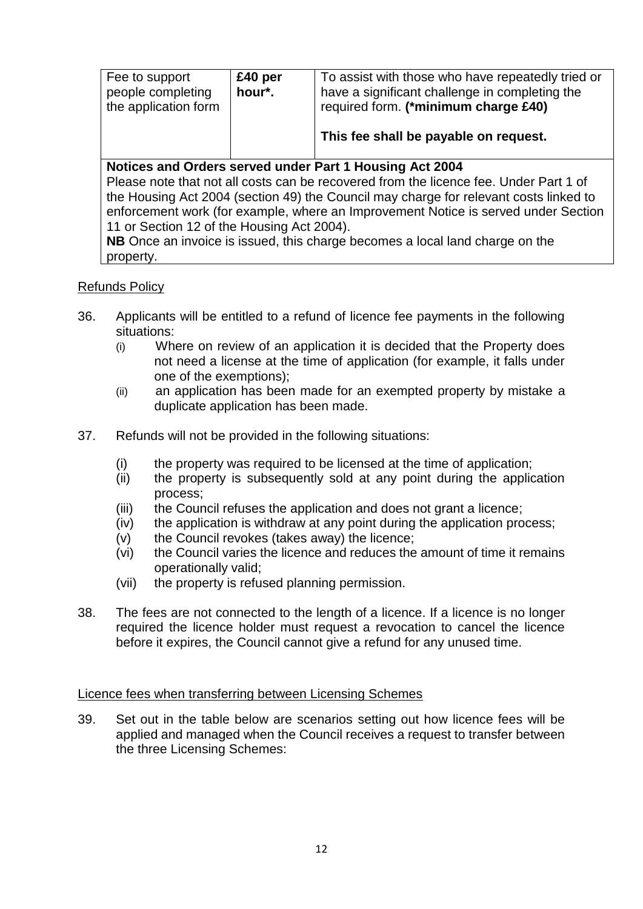| Fee to support people completing the application form | **£40 per hour*.** | To assist with those who have repeatedly tried or have a significant challenge in completing the required form. **(*minimum charge £40)**<br><br>**This fee shall be payable on request.** |
|---|---|---|
| **Notices and Orders served under Part 1 Housing Act 2004**<br>Please note that not all costs can be recovered from the licence fee. Under Part 1 of the Housing Act 2004 (section 49) the Council may charge for relevant costs linked to enforcement work (for example, where an Improvement Notice is served under Section 11 or Section 12 of the Housing Act 2004).<br>**NB** Once an invoice is issued, this charge becomes a local land charge on the property. | | |

<u>Refunds Policy</u>

36. Applicants will be entitled to a refund of licence fee payments in the following situations:
    (i) Where on review of an application it is decided that the Property does not need a license at the time of application (for example, it falls under one of the exemptions);
    (ii) an application has been made for an exempted property by mistake a duplicate application has been made.

37. Refunds will not be provided in the following situations:
    (i) the property was required to be licensed at the time of application;
    (ii) the property is subsequently sold at any point during the application process;
    (iii) the Council refuses the application and does not grant a licence;
    (iv) the application is withdraw at any point during the application process;
    (v) the Council revokes (takes away) the licence;
    (vi) the Council varies the licence and reduces the amount of time it remains operationally valid;
    (vii) the property is refused planning permission.

38. The fees are not connected to the length of a licence. If a licence is no longer required the licence holder must request a revocation to cancel the licence before it expires, the Council cannot give a refund for any unused time.

<u>Licence fees when transferring between Licensing Schemes</u>

39. Set out in the table below are scenarios setting out how licence fees will be applied and managed when the Council receives a request to transfer between the three Licensing Schemes: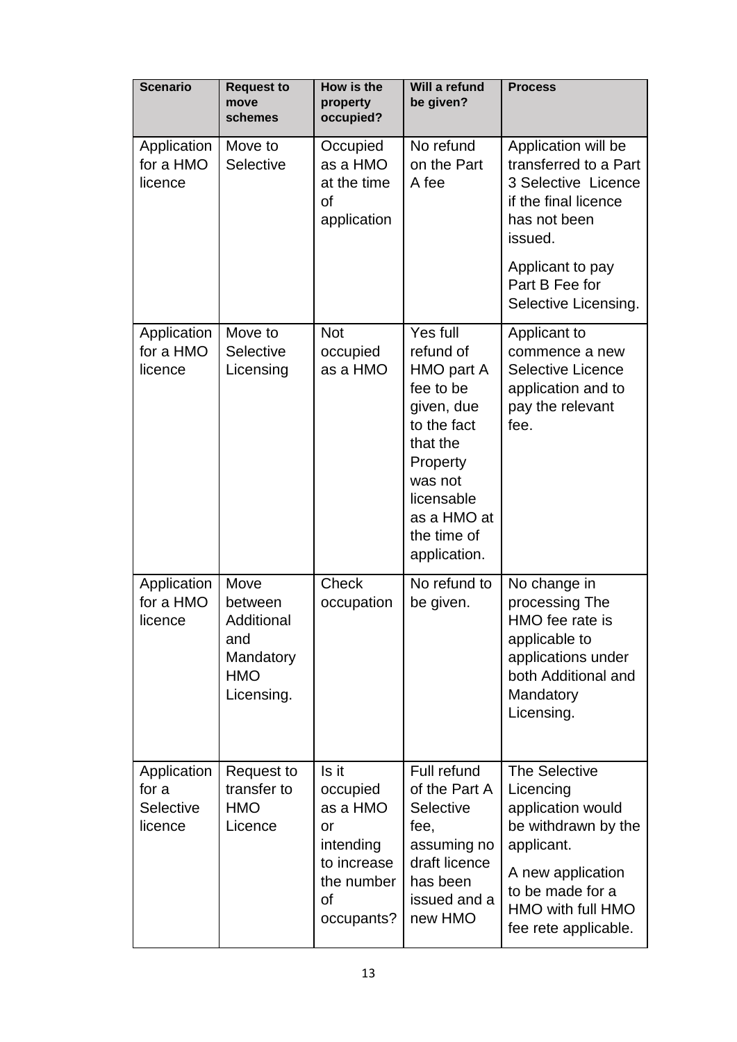| Scenario | Request to move schemes | How is the property occupied? | Will a refund be given? | Process |
|---|---|---|---|---|
| Application for a HMO licence | Move to Selective | Occupied as a HMO at the time of application | No refund on the Part A fee | Application will be transferred to a Part 3 Selective Licence if the final licence has not been issued.<br><br>Applicant to pay Part B Fee for Selective Licensing. |
| Application for a HMO licence | Move to Selective Licensing | Not occupied as a HMO | Yes full refund of HMO part A fee to be given, due to the fact that the Property was not licensable as a HMO at the time of application. | Applicant to commence a new Selective Licence application and to pay the relevant fee. |
| Application for a HMO licence | Move between Additional and Mandatory HMO Licensing. | Check occupation | No refund to be given. | No change in processing The HMO fee rate is applicable to applications under both Additional and Mandatory Licensing. |
| Application for a Selective licence | Request to transfer to HMO Licence | Is it occupied as a HMO or intending to increase the number of occupants? | Full refund of the Part A Selective fee, assuming no draft licence has been issued and a new HMO | The Selective Licencing application would be withdrawn by the applicant.<br><br>A new application to be made for a HMO with full HMO fee rete applicable. |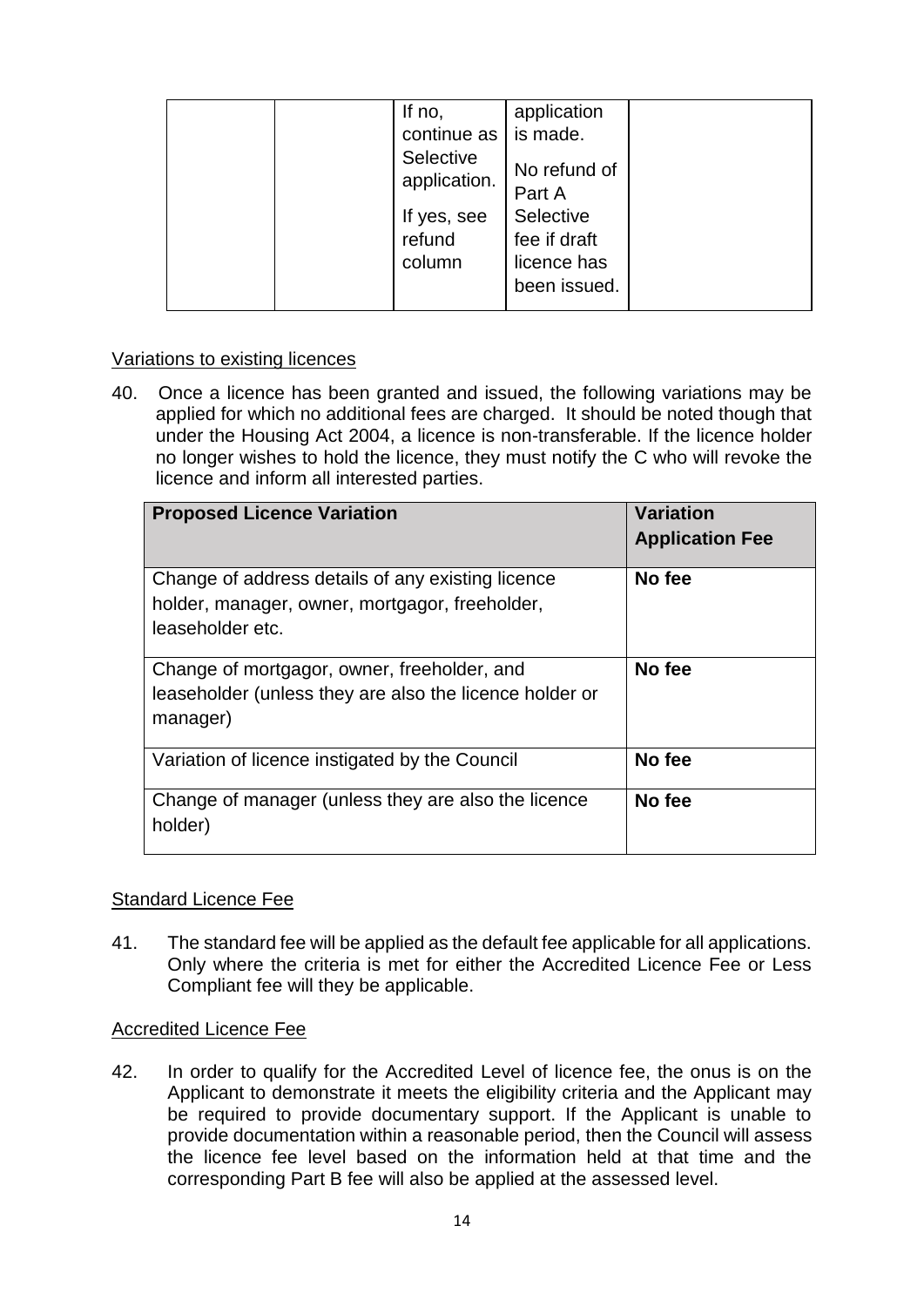| | | If no, continue as Selective application.<br><br>If yes, see refund column | application is made.<br><br>No refund of Part A Selective fee if draft licence has been issued. | |
|---|---|---|---|---|

Variations to existing licences

40. Once a licence has been granted and issued, the following variations may be applied for which no additional fees are charged. It should be noted though that under the Housing Act 2004, a licence is non-transferable. If the licence holder no longer wishes to hold the licence, they must notify the C who will revoke the licence and inform all interested parties.

| Proposed Licence Variation | Variation Application Fee |
|---|---|
| Change of address details of any existing licence holder, manager, owner, mortgagor, freeholder, leaseholder etc. | **No fee** |
| Change of mortgagor, owner, freeholder, and leaseholder (unless they are also the licence holder or manager) | **No fee** |
| Variation of licence instigated by the Council | **No fee** |
| Change of manager (unless they are also the licence holder) | **No fee** |

Standard Licence Fee

41. The standard fee will be applied as the default fee applicable for all applications. Only where the criteria is met for either the Accredited Licence Fee or Less Compliant fee will they be applicable.

Accredited Licence Fee

42. In order to qualify for the Accredited Level of licence fee, the onus is on the Applicant to demonstrate it meets the eligibility criteria and the Applicant may be required to provide documentary support. If the Applicant is unable to provide documentation within a reasonable period, then the Council will assess the licence fee level based on the information held at that time and the corresponding Part B fee will also be applied at the assessed level.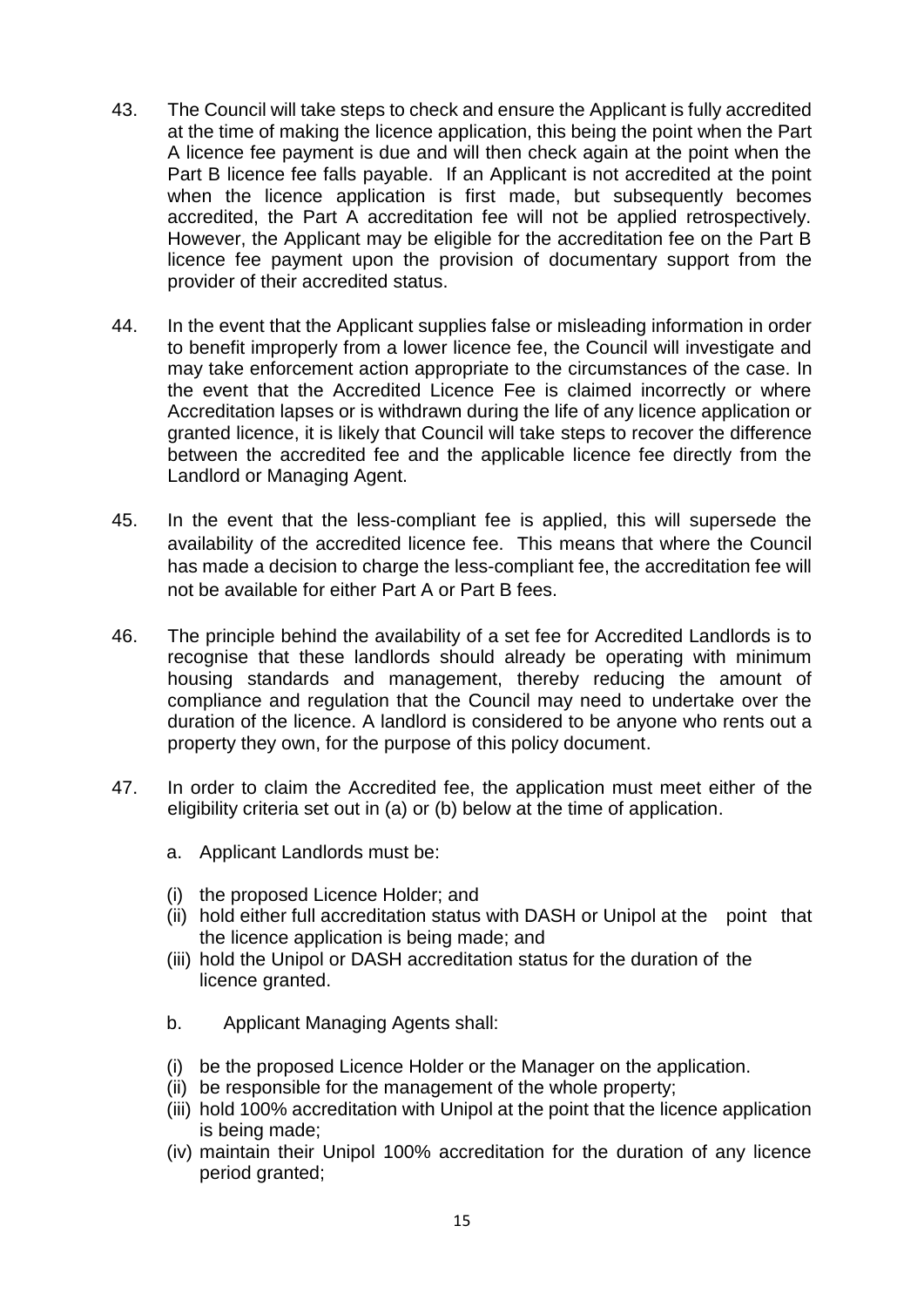43. The Council will take steps to check and ensure the Applicant is fully accredited at the time of making the licence application, this being the point when the Part A licence fee payment is due and will then check again at the point when the Part B licence fee falls payable. If an Applicant is not accredited at the point when the licence application is first made, but subsequently becomes accredited, the Part A accreditation fee will not be applied retrospectively. However, the Applicant may be eligible for the accreditation fee on the Part B licence fee payment upon the provision of documentary support from the provider of their accredited status.

44. In the event that the Applicant supplies false or misleading information in order to benefit improperly from a lower licence fee, the Council will investigate and may take enforcement action appropriate to the circumstances of the case. In the event that the Accredited Licence Fee is claimed incorrectly or where Accreditation lapses or is withdrawn during the life of any licence application or granted licence, it is likely that Council will take steps to recover the difference between the accredited fee and the applicable licence fee directly from the Landlord or Managing Agent.

45. In the event that the less-compliant fee is applied, this will supersede the availability of the accredited licence fee. This means that where the Council has made a decision to charge the less-compliant fee, the accreditation fee will not be available for either Part A or Part B fees.

46. The principle behind the availability of a set fee for Accredited Landlords is to recognise that these landlords should already be operating with minimum housing standards and management, thereby reducing the amount of compliance and regulation that the Council may need to undertake over the duration of the licence. A landlord is considered to be anyone who rents out a property they own, for the purpose of this policy document.

47. In order to claim the Accredited fee, the application must meet either of the eligibility criteria set out in (a) or (b) below at the time of application.

    a. Applicant Landlords must be:

    (i) the proposed Licence Holder; and
    (ii) hold either full accreditation status with DASH or Unipol at the point that the licence application is being made; and
    (iii) hold the Unipol or DASH accreditation status for the duration of the licence granted.

    b. Applicant Managing Agents shall:

    (i) be the proposed Licence Holder or the Manager on the application.
    (ii) be responsible for the management of the whole property;
    (iii) hold 100% accreditation with Unipol at the point that the licence application is being made;
    (iv) maintain their Unipol 100% accreditation for the duration of any licence period granted;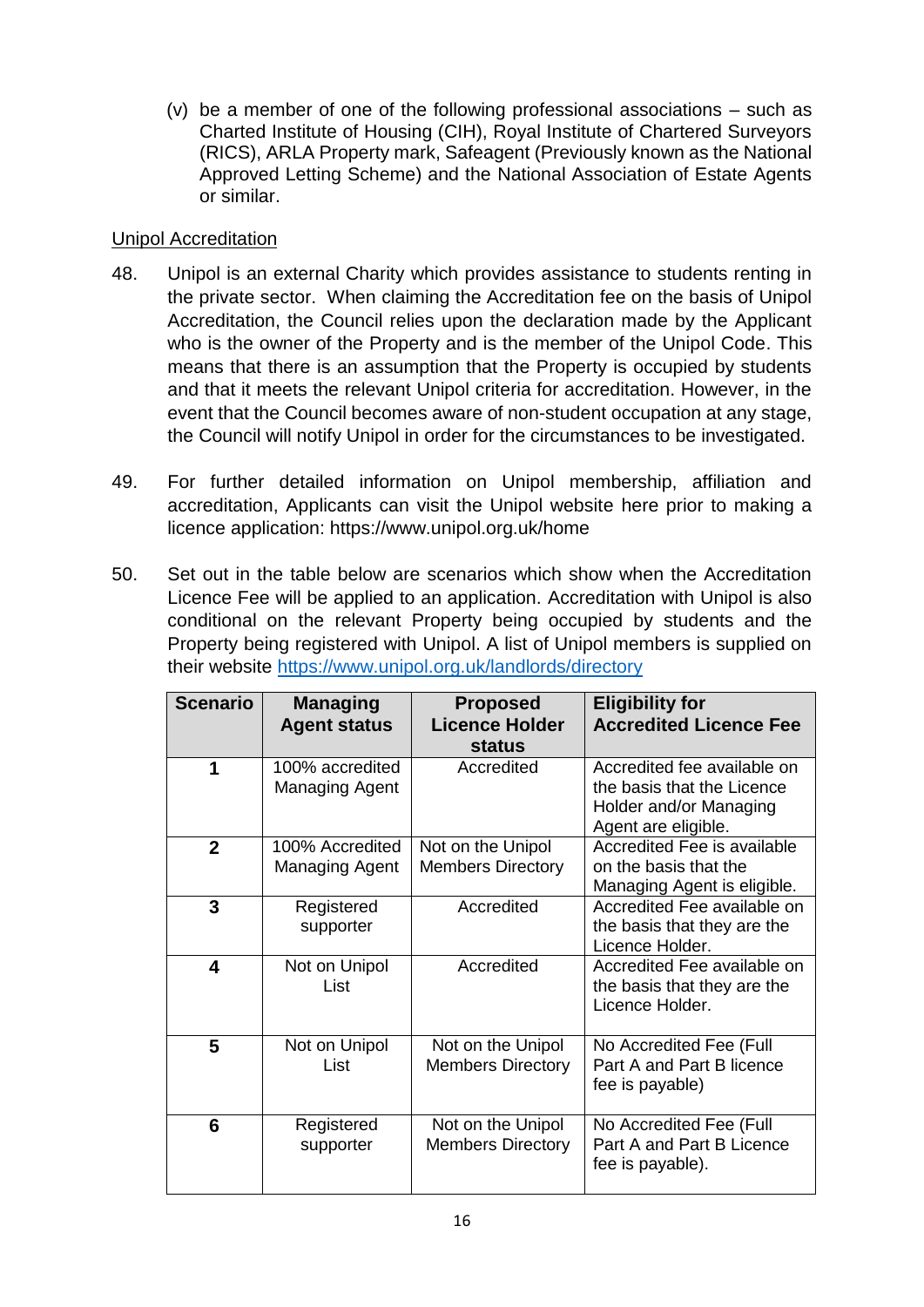(v) be a member of one of the following professional associations – such as Charted Institute of Housing (CIH), Royal Institute of Chartered Surveyors (RICS), ARLA Property mark, Safeagent (Previously known as the National Approved Letting Scheme) and the National Association of Estate Agents or similar.

Unipol Accreditation

48. Unipol is an external Charity which provides assistance to students renting in the private sector. When claiming the Accreditation fee on the basis of Unipol Accreditation, the Council relies upon the declaration made by the Applicant who is the owner of the Property and is the member of the Unipol Code. This means that there is an assumption that the Property is occupied by students and that it meets the relevant Unipol criteria for accreditation. However, in the event that the Council becomes aware of non-student occupation at any stage, the Council will notify Unipol in order for the circumstances to be investigated.

49. For further detailed information on Unipol membership, affiliation and accreditation, Applicants can visit the Unipol website here prior to making a licence application: https://www.unipol.org.uk/home

50. Set out in the table below are scenarios which show when the Accreditation Licence Fee will be applied to an application. Accreditation with Unipol is also conditional on the relevant Property being occupied by students and the Property being registered with Unipol. A list of Unipol members is supplied on their website https://www.unipol.org.uk/landlords/directory

| Scenario | Managing Agent status | Proposed Licence Holder status | Eligibility for Accredited Licence Fee |
|---|---|---|---|
| 1 | 100% accredited Managing Agent | Accredited | Accredited fee available on the basis that the Licence Holder and/or Managing Agent are eligible. |
| 2 | 100% Accredited Managing Agent | Not on the Unipol Members Directory | Accredited Fee is available on the basis that the Managing Agent is eligible. |
| 3 | Registered supporter | Accredited | Accredited Fee available on the basis that they are the Licence Holder. |
| 4 | Not on Unipol List | Accredited | Accredited Fee available on the basis that they are the Licence Holder. |
| 5 | Not on Unipol List | Not on the Unipol Members Directory | No Accredited Fee (Full Part A and Part B licence fee is payable) |
| 6 | Registered supporter | Not on the Unipol Members Directory | No Accredited Fee (Full Part A and Part B Licence fee is payable). |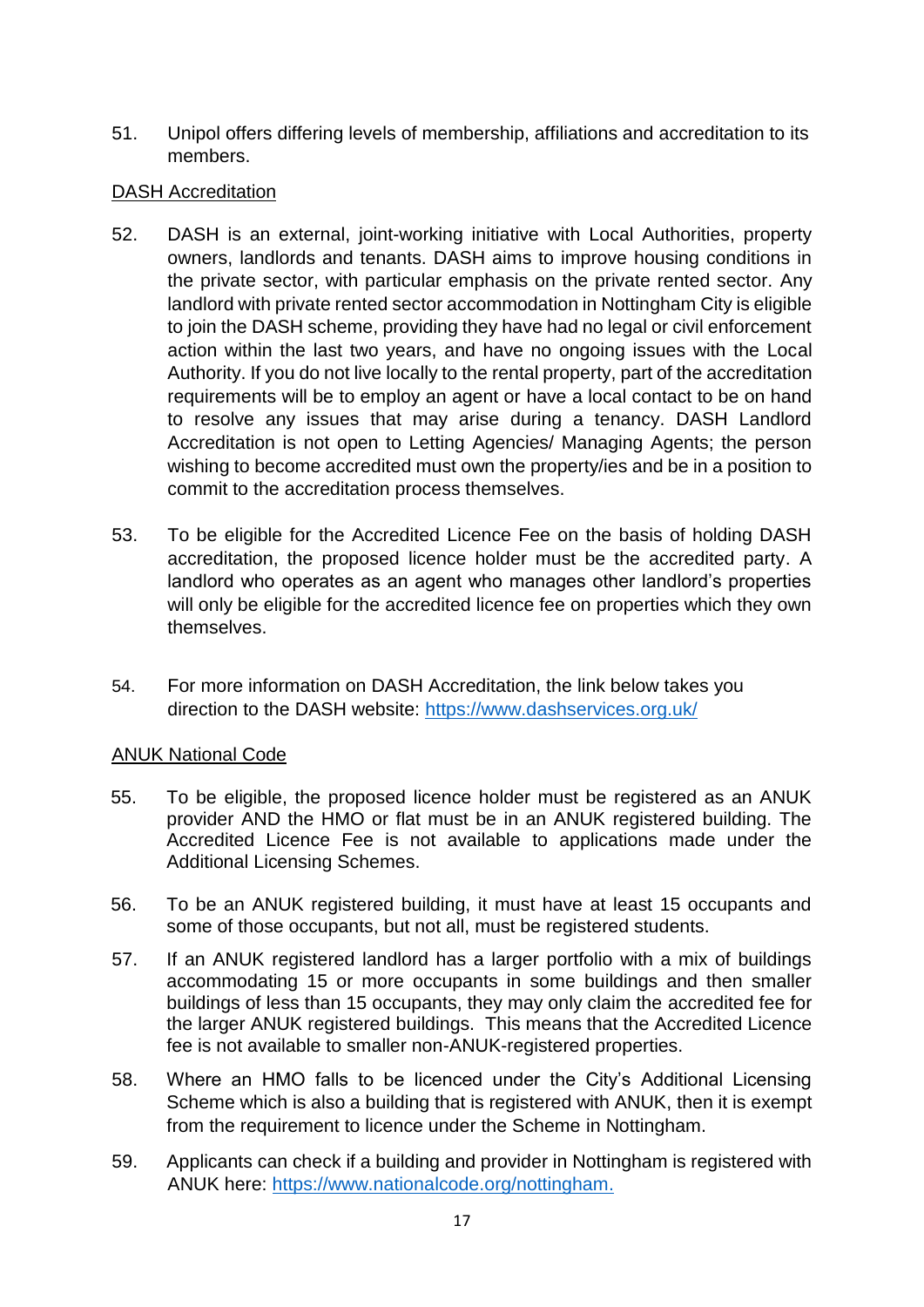51. Unipol offers differing levels of membership, affiliations and accreditation to its members.

<u>DASH Accreditation</u>

52. DASH is an external, joint-working initiative with Local Authorities, property owners, landlords and tenants. DASH aims to improve housing conditions in the private sector, with particular emphasis on the private rented sector. Any landlord with private rented sector accommodation in Nottingham City is eligible to join the DASH scheme, providing they have had no legal or civil enforcement action within the last two years, and have no ongoing issues with the Local Authority. If you do not live locally to the rental property, part of the accreditation requirements will be to employ an agent or have a local contact to be on hand to resolve any issues that may arise during a tenancy. DASH Landlord Accreditation is not open to Letting Agencies/ Managing Agents; the person wishing to become accredited must own the property/ies and be in a position to commit to the accreditation process themselves.

53. To be eligible for the Accredited Licence Fee on the basis of holding DASH accreditation, the proposed licence holder must be the accredited party. A landlord who operates as an agent who manages other landlord's properties will only be eligible for the accredited licence fee on properties which they own themselves.

54. For more information on DASH Accreditation, the link below takes you direction to the DASH website: https://www.dashservices.org.uk/

<u>ANUK National Code</u>

55. To be eligible, the proposed licence holder must be registered as an ANUK provider AND the HMO or flat must be in an ANUK registered building. The Accredited Licence Fee is not available to applications made under the Additional Licensing Schemes.

56. To be an ANUK registered building, it must have at least 15 occupants and some of those occupants, but not all, must be registered students.

57. If an ANUK registered landlord has a larger portfolio with a mix of buildings accommodating 15 or more occupants in some buildings and then smaller buildings of less than 15 occupants, they may only claim the accredited fee for the larger ANUK registered buildings. This means that the Accredited Licence fee is not available to smaller non-ANUK-registered properties.

58. Where an HMO falls to be licenced under the City's Additional Licensing Scheme which is also a building that is registered with ANUK, then it is exempt from the requirement to licence under the Scheme in Nottingham.

59. Applicants can check if a building and provider in Nottingham is registered with ANUK here: https://www.nationalcode.org/nottingham.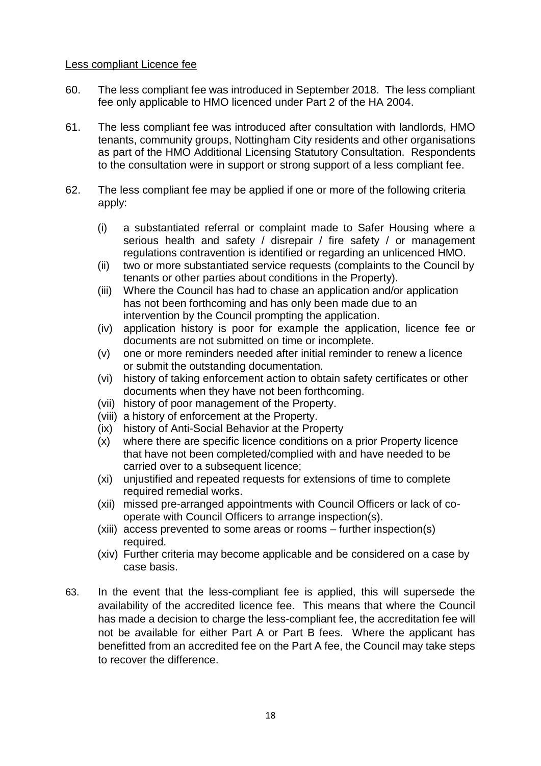Less compliant Licence fee

60. The less compliant fee was introduced in September 2018. The less compliant fee only applicable to HMO licenced under Part 2 of the HA 2004.

61. The less compliant fee was introduced after consultation with landlords, HMO tenants, community groups, Nottingham City residents and other organisations as part of the HMO Additional Licensing Statutory Consultation. Respondents to the consultation were in support or strong support of a less compliant fee.

62. The less compliant fee may be applied if one or more of the following criteria apply:

    (i) a substantiated referral or complaint made to Safer Housing where a serious health and safety / disrepair / fire safety / or management regulations contravention is identified or regarding an unlicenced HMO.
    (ii) two or more substantiated service requests (complaints to the Council by tenants or other parties about conditions in the Property).
    (iii) Where the Council has had to chase an application and/or application has not been forthcoming and has only been made due to an intervention by the Council prompting the application.
    (iv) application history is poor for example the application, licence fee or documents are not submitted on time or incomplete.
    (v) one or more reminders needed after initial reminder to renew a licence or submit the outstanding documentation.
    (vi) history of taking enforcement action to obtain safety certificates or other documents when they have not been forthcoming.
    (vii) history of poor management of the Property.
    (viii) a history of enforcement at the Property.
    (ix) history of Anti-Social Behavior at the Property
    (x) where there are specific licence conditions on a prior Property licence that have not been completed/complied with and have needed to be carried over to a subsequent licence;
    (xi) unjustified and repeated requests for extensions of time to complete required remedial works.
    (xii) missed pre-arranged appointments with Council Officers or lack of co-operate with Council Officers to arrange inspection(s).
    (xiii) access prevented to some areas or rooms – further inspection(s) required.
    (xiv) Further criteria may become applicable and be considered on a case by case basis.

63. In the event that the less-compliant fee is applied, this will supersede the availability of the accredited licence fee. This means that where the Council has made a decision to charge the less-compliant fee, the accreditation fee will not be available for either Part A or Part B fees. Where the applicant has benefitted from an accredited fee on the Part A fee, the Council may take steps to recover the difference.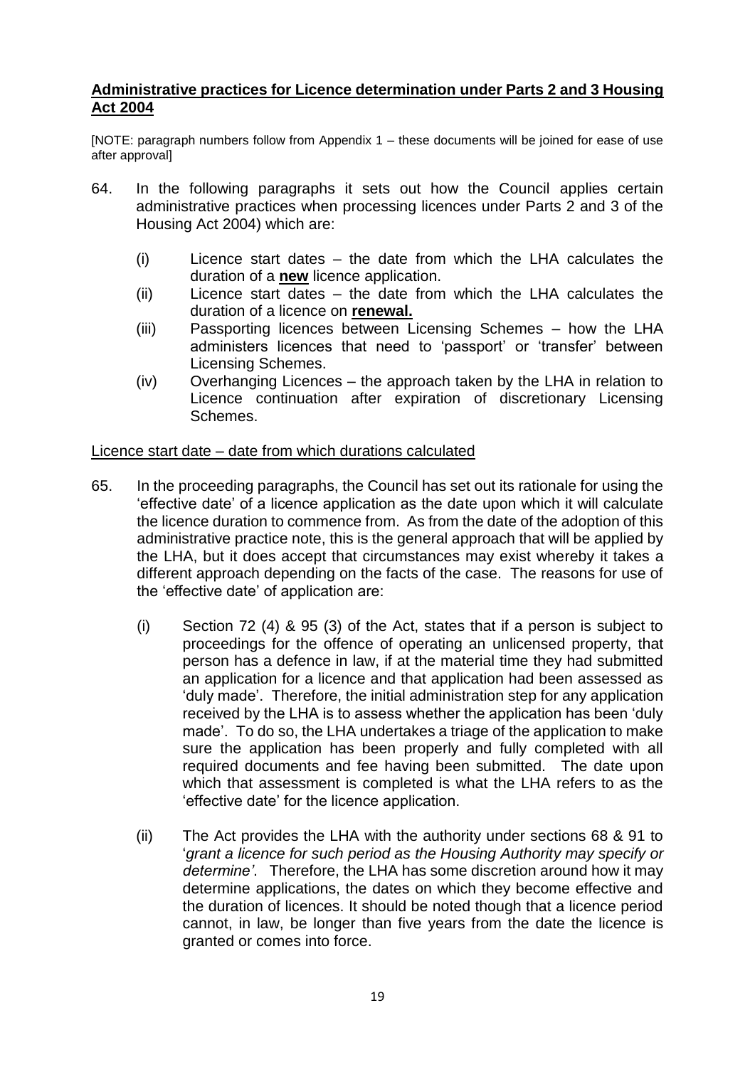## Administrative practices for Licence determination under Parts 2 and 3 Housing Act 2004

[NOTE: paragraph numbers follow from Appendix 1 – these documents will be joined for ease of use after approval]

64. In the following paragraphs it sets out how the Council applies certain administrative practices when processing licences under Parts 2 and 3 of the Housing Act 2004) which are:

    (i) Licence start dates – the date from which the LHA calculates the duration of a **new** licence application.

    (ii) Licence start dates – the date from which the LHA calculates the duration of a licence on **renewal.**

    (iii) Passporting licences between Licensing Schemes – how the LHA administers licences that need to 'passport' or 'transfer' between Licensing Schemes.

    (iv) Overhanging Licences – the approach taken by the LHA in relation to Licence continuation after expiration of discretionary Licensing Schemes.

<u>Licence start date – date from which durations calculated</u>

65. In the proceeding paragraphs, the Council has set out its rationale for using the 'effective date' of a licence application as the date upon which it will calculate the licence duration to commence from. As from the date of the adoption of this administrative practice note, this is the general approach that will be applied by the LHA, but it does accept that circumstances may exist whereby it takes a different approach depending on the facts of the case. The reasons for use of the 'effective date' of application are:

    (i) Section 72 (4) & 95 (3) of the Act, states that if a person is subject to proceedings for the offence of operating an unlicensed property, that person has a defence in law, if at the material time they had submitted an application for a licence and that application had been assessed as 'duly made'. Therefore, the initial administration step for any application received by the LHA is to assess whether the application has been 'duly made'. To do so, the LHA undertakes a triage of the application to make sure the application has been properly and fully completed with all required documents and fee having been submitted. The date upon which that assessment is completed is what the LHA refers to as the 'effective date' for the licence application.

    (ii) The Act provides the LHA with the authority under sections 68 & 91 to '*grant a licence for such period as the Housing Authority may specify or determine'*. Therefore, the LHA has some discretion around how it may determine applications, the dates on which they become effective and the duration of licences. It should be noted though that a licence period cannot, in law, be longer than five years from the date the licence is granted or comes into force.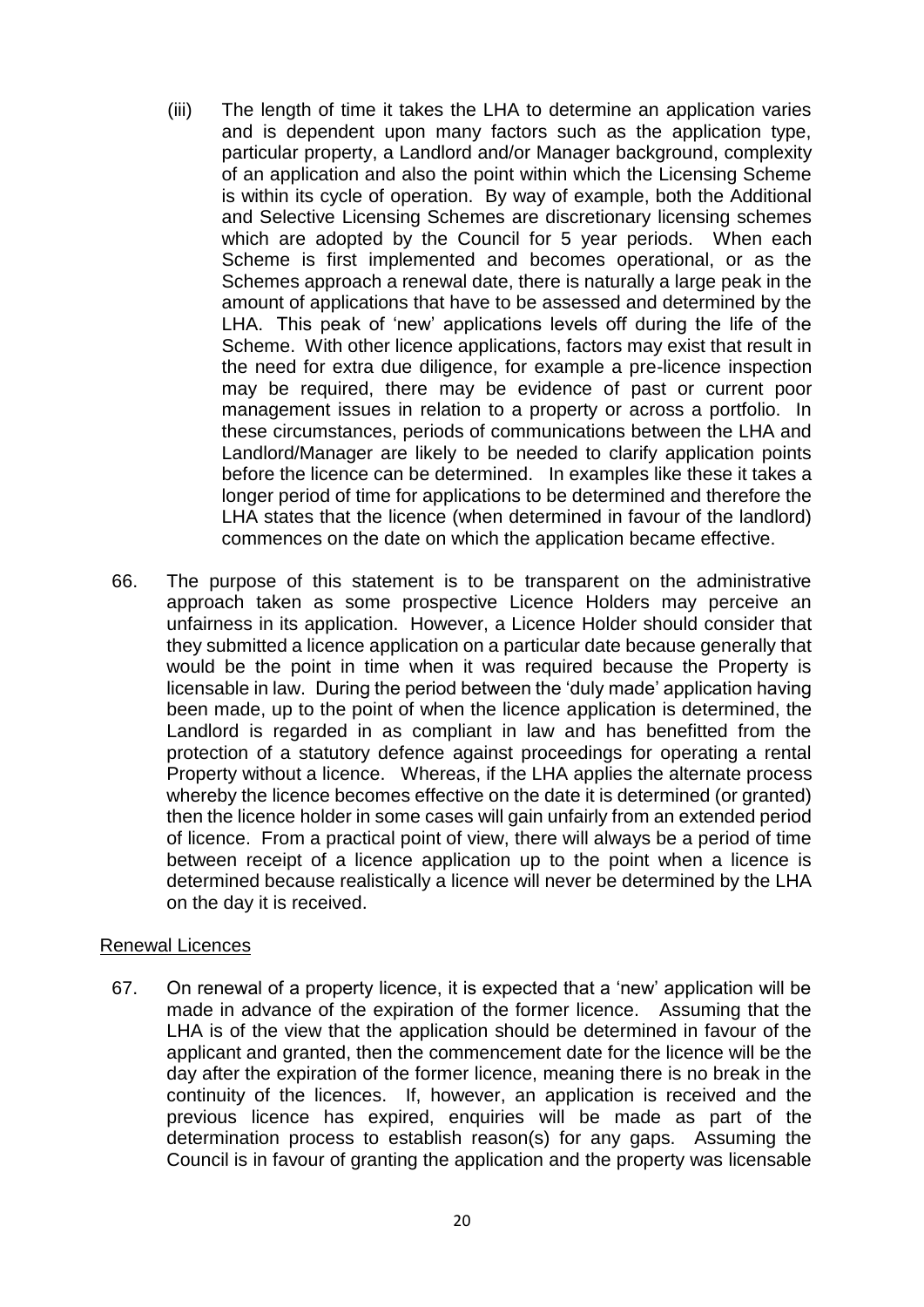(iii) The length of time it takes the LHA to determine an application varies and is dependent upon many factors such as the application type, particular property, a Landlord and/or Manager background, complexity of an application and also the point within which the Licensing Scheme is within its cycle of operation. By way of example, both the Additional and Selective Licensing Schemes are discretionary licensing schemes which are adopted by the Council for 5 year periods. When each Scheme is first implemented and becomes operational, or as the Schemes approach a renewal date, there is naturally a large peak in the amount of applications that have to be assessed and determined by the LHA. This peak of 'new' applications levels off during the life of the Scheme. With other licence applications, factors may exist that result in the need for extra due diligence, for example a pre-licence inspection may be required, there may be evidence of past or current poor management issues in relation to a property or across a portfolio. In these circumstances, periods of communications between the LHA and Landlord/Manager are likely to be needed to clarify application points before the licence can be determined. In examples like these it takes a longer period of time for applications to be determined and therefore the LHA states that the licence (when determined in favour of the landlord) commences on the date on which the application became effective.

66. The purpose of this statement is to be transparent on the administrative approach taken as some prospective Licence Holders may perceive an unfairness in its application. However, a Licence Holder should consider that they submitted a licence application on a particular date because generally that would be the point in time when it was required because the Property is licensable in law. During the period between the 'duly made' application having been made, up to the point of when the licence application is determined, the Landlord is regarded in as compliant in law and has benefitted from the protection of a statutory defence against proceedings for operating a rental Property without a licence. Whereas, if the LHA applies the alternate process whereby the licence becomes effective on the date it is determined (or granted) then the licence holder in some cases will gain unfairly from an extended period of licence. From a practical point of view, there will always be a period of time between receipt of a licence application up to the point when a licence is determined because realistically a licence will never be determined by the LHA on the day it is received.

Renewal Licences

67. On renewal of a property licence, it is expected that a 'new' application will be made in advance of the expiration of the former licence. Assuming that the LHA is of the view that the application should be determined in favour of the applicant and granted, then the commencement date for the licence will be the day after the expiration of the former licence, meaning there is no break in the continuity of the licences. If, however, an application is received and the previous licence has expired, enquiries will be made as part of the determination process to establish reason(s) for any gaps. Assuming the Council is in favour of granting the application and the property was licensable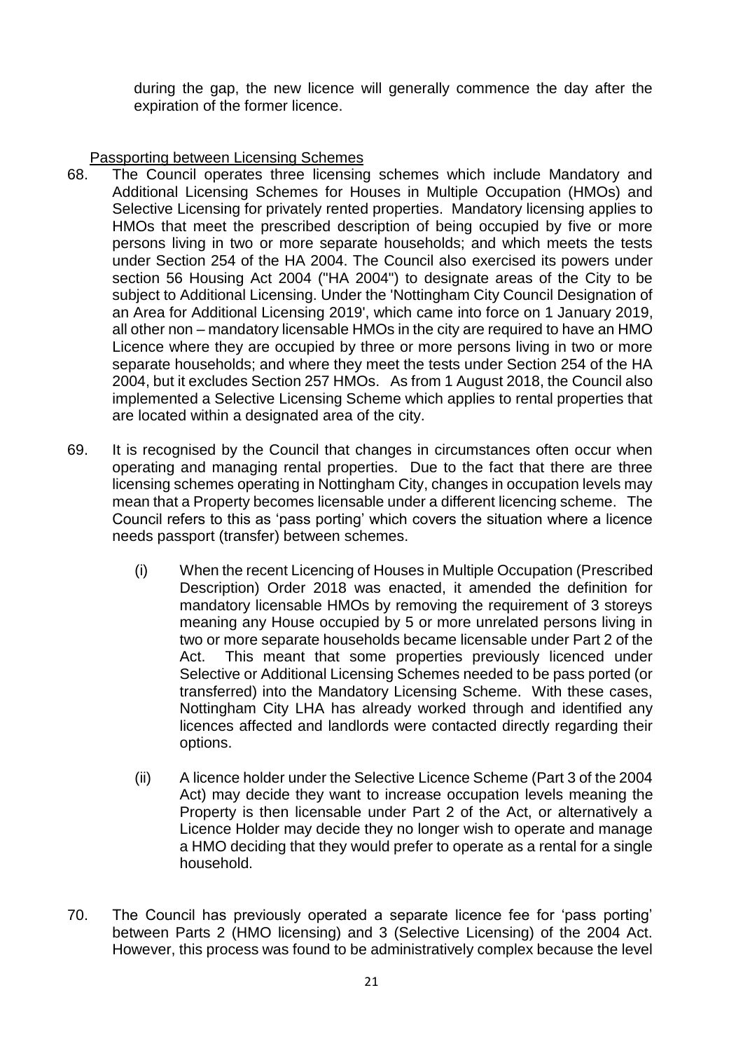during the gap, the new licence will generally commence the day after the expiration of the former licence.

Passporting between Licensing Schemes

68. The Council operates three licensing schemes which include Mandatory and Additional Licensing Schemes for Houses in Multiple Occupation (HMOs) and Selective Licensing for privately rented properties. Mandatory licensing applies to HMOs that meet the prescribed description of being occupied by five or more persons living in two or more separate households; and which meets the tests under Section 254 of the HA 2004. The Council also exercised its powers under section 56 Housing Act 2004 ("HA 2004") to designate areas of the City to be subject to Additional Licensing. Under the 'Nottingham City Council Designation of an Area for Additional Licensing 2019', which came into force on 1 January 2019, all other non – mandatory licensable HMOs in the city are required to have an HMO Licence where they are occupied by three or more persons living in two or more separate households; and where they meet the tests under Section 254 of the HA 2004, but it excludes Section 257 HMOs. As from 1 August 2018, the Council also implemented a Selective Licensing Scheme which applies to rental properties that are located within a designated area of the city.

69. It is recognised by the Council that changes in circumstances often occur when operating and managing rental properties. Due to the fact that there are three licensing schemes operating in Nottingham City, changes in occupation levels may mean that a Property becomes licensable under a different licencing scheme. The Council refers to this as 'pass porting' which covers the situation where a licence needs passport (transfer) between schemes.

    (i) When the recent Licencing of Houses in Multiple Occupation (Prescribed Description) Order 2018 was enacted, it amended the definition for mandatory licensable HMOs by removing the requirement of 3 storeys meaning any House occupied by 5 or more unrelated persons living in two or more separate households became licensable under Part 2 of the Act. This meant that some properties previously licenced under Selective or Additional Licensing Schemes needed to be pass ported (or transferred) into the Mandatory Licensing Scheme. With these cases, Nottingham City LHA has already worked through and identified any licences affected and landlords were contacted directly regarding their options.

    (ii) A licence holder under the Selective Licence Scheme (Part 3 of the 2004 Act) may decide they want to increase occupation levels meaning the Property is then licensable under Part 2 of the Act, or alternatively a Licence Holder may decide they no longer wish to operate and manage a HMO deciding that they would prefer to operate as a rental for a single household.

70. The Council has previously operated a separate licence fee for 'pass porting' between Parts 2 (HMO licensing) and 3 (Selective Licensing) of the 2004 Act. However, this process was found to be administratively complex because the level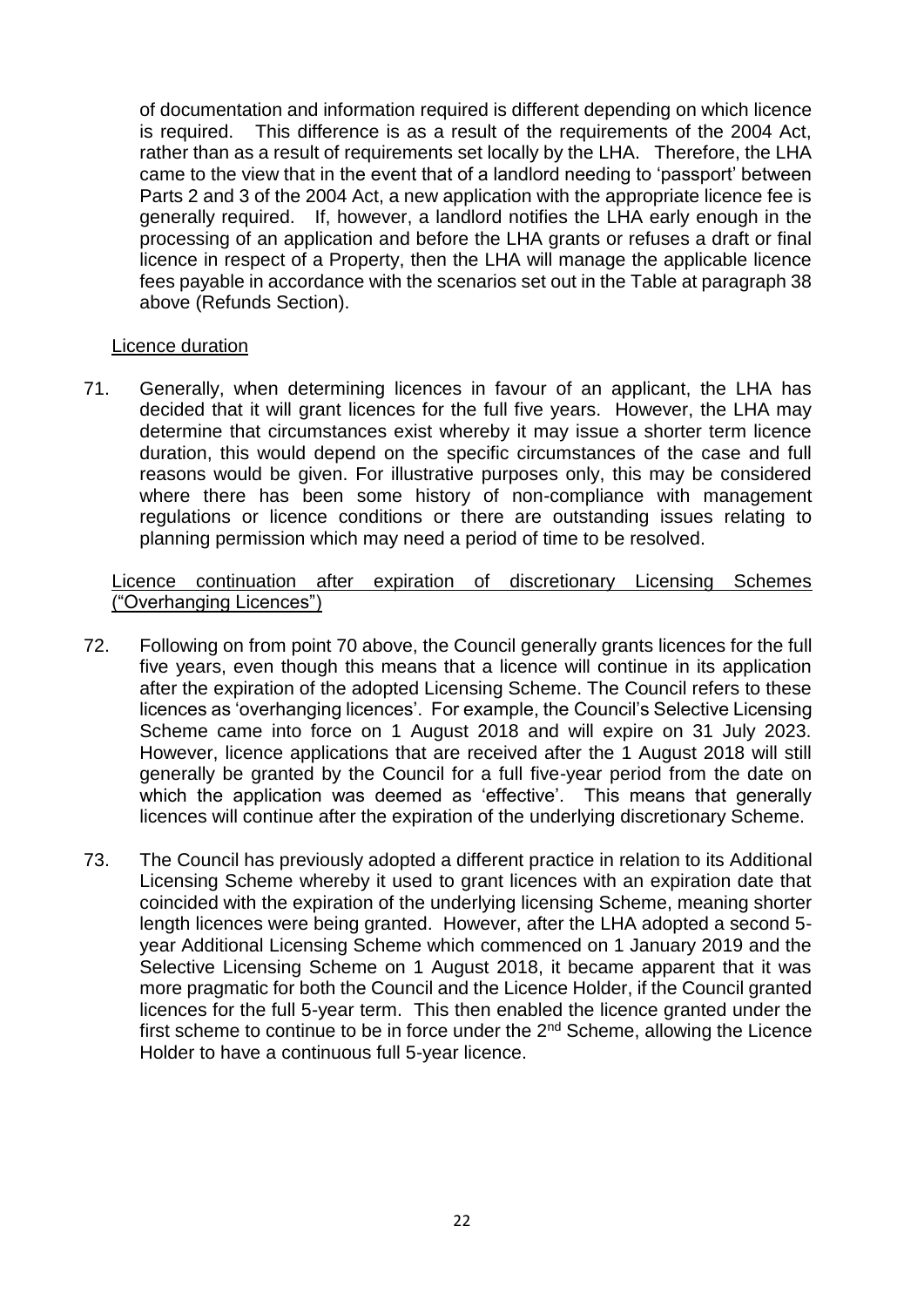of documentation and information required is different depending on which licence is required. This difference is as a result of the requirements of the 2004 Act, rather than as a result of requirements set locally by the LHA. Therefore, the LHA came to the view that in the event that of a landlord needing to 'passport' between Parts 2 and 3 of the 2004 Act, a new application with the appropriate licence fee is generally required. If, however, a landlord notifies the LHA early enough in the processing of an application and before the LHA grants or refuses a draft or final licence in respect of a Property, then the LHA will manage the applicable licence fees payable in accordance with the scenarios set out in the Table at paragraph 38 above (Refunds Section).

<u>Licence duration</u>

71. Generally, when determining licences in favour of an applicant, the LHA has decided that it will grant licences for the full five years. However, the LHA may determine that circumstances exist whereby it may issue a shorter term licence duration, this would depend on the specific circumstances of the case and full reasons would be given. For illustrative purposes only, this may be considered where there has been some history of non-compliance with management regulations or licence conditions or there are outstanding issues relating to planning permission which may need a period of time to be resolved.

<u>Licence continuation after expiration of discretionary Licensing Schemes ("Overhanging Licences")</u>

72. Following on from point 70 above, the Council generally grants licences for the full five years, even though this means that a licence will continue in its application after the expiration of the adopted Licensing Scheme. The Council refers to these licences as 'overhanging licences'. For example, the Council's Selective Licensing Scheme came into force on 1 August 2018 and will expire on 31 July 2023. However, licence applications that are received after the 1 August 2018 will still generally be granted by the Council for a full five-year period from the date on which the application was deemed as 'effective'. This means that generally licences will continue after the expiration of the underlying discretionary Scheme.

73. The Council has previously adopted a different practice in relation to its Additional Licensing Scheme whereby it used to grant licences with an expiration date that coincided with the expiration of the underlying licensing Scheme, meaning shorter length licences were being granted. However, after the LHA adopted a second 5-year Additional Licensing Scheme which commenced on 1 January 2019 and the Selective Licensing Scheme on 1 August 2018, it became apparent that it was more pragmatic for both the Council and the Licence Holder, if the Council granted licences for the full 5-year term. This then enabled the licence granted under the first scheme to continue to be in force under the 2nd Scheme, allowing the Licence Holder to have a continuous full 5-year licence.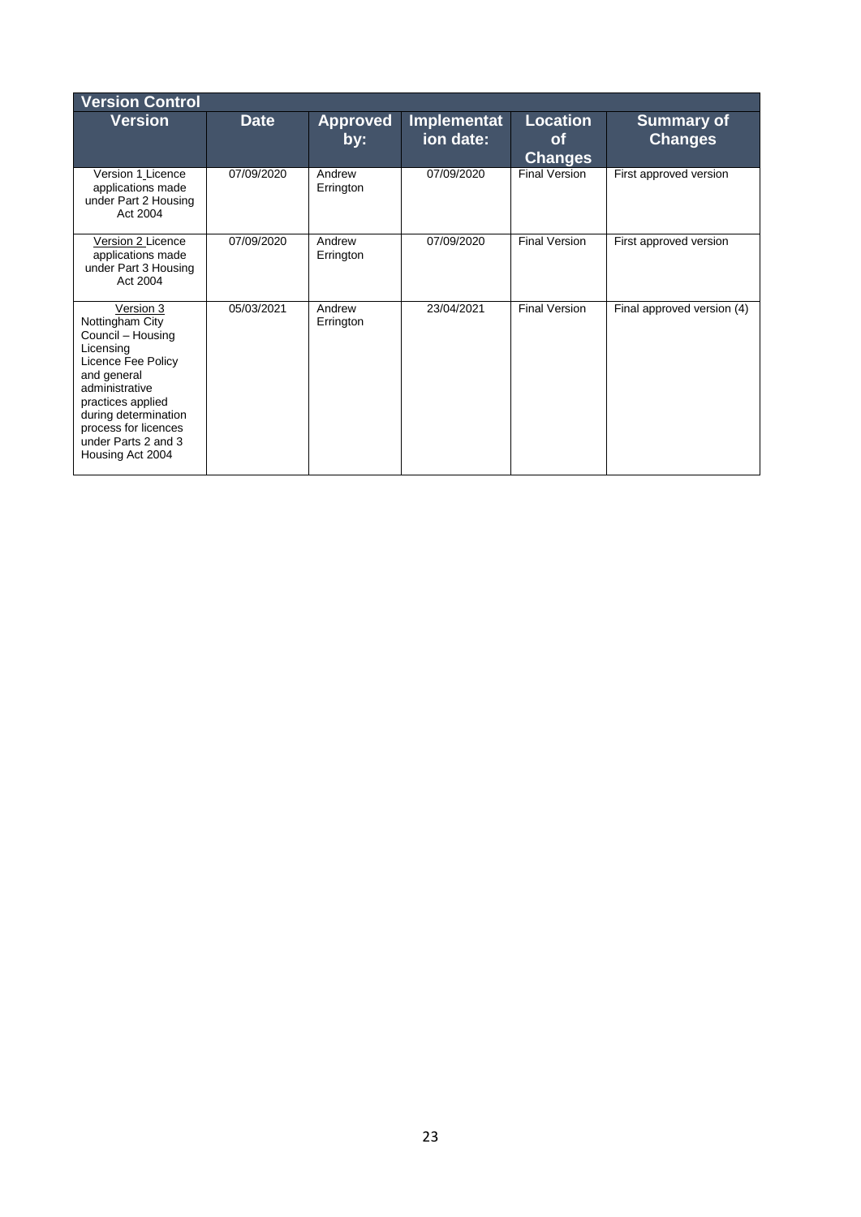| Version Control | | | | | |
|---|---|---|---|---|---|
| **Version** | **Date** | **Approved by:** | **Implementation date:** | **Location of Changes** | **Summary of Changes** |
| Version 1 Licence applications made under Part 2 Housing Act 2004 | 07/09/2020 | Andrew Errington | 07/09/2020 | Final Version | First approved version |
| Version 2 Licence applications made under Part 3 Housing Act 2004 | 07/09/2020 | Andrew Errington | 07/09/2020 | Final Version | First approved version |
| Version 3 Nottingham City Council – Housing Licensing Licence Fee Policy and general administrative practices applied during determination process for licences under Parts 2 and 3 Housing Act 2004 | 05/03/2021 | Andrew Errington | 23/04/2021 | Final Version | Final approved version (4) |